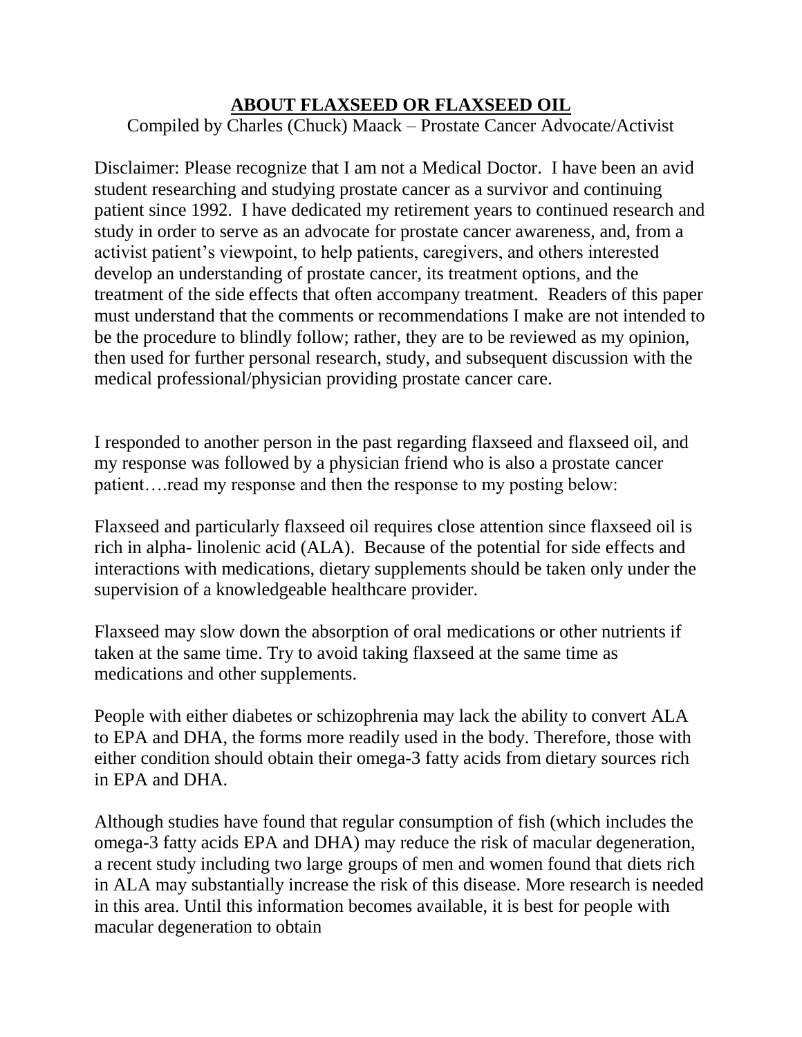# ABOUT FLAXSEED OR FLAXSEED OIL

Compiled by Charles (Chuck) Maack – Prostate Cancer Advocate/Activist

Disclaimer: Please recognize that I am not a Medical Doctor. I have been an avid student researching and studying prostate cancer as a survivor and continuing patient since 1992. I have dedicated my retirement years to continued research and study in order to serve as an advocate for prostate cancer awareness, and, from a activist patient's viewpoint, to help patients, caregivers, and others interested develop an understanding of prostate cancer, its treatment options, and the treatment of the side effects that often accompany treatment. Readers of this paper must understand that the comments or recommendations I make are not intended to be the procedure to blindly follow; rather, they are to be reviewed as my opinion, then used for further personal research, study, and subsequent discussion with the medical professional/physician providing prostate cancer care.

I responded to another person in the past regarding flaxseed and flaxseed oil, and my response was followed by a physician friend who is also a prostate cancer patient….read my response and then the response to my posting below:

Flaxseed and particularly flaxseed oil requires close attention since flaxseed oil is rich in alpha- linolenic acid (ALA). Because of the potential for side effects and interactions with medications, dietary supplements should be taken only under the supervision of a knowledgeable healthcare provider.

Flaxseed may slow down the absorption of oral medications or other nutrients if taken at the same time. Try to avoid taking flaxseed at the same time as medications and other supplements.

People with either diabetes or schizophrenia may lack the ability to convert ALA to EPA and DHA, the forms more readily used in the body. Therefore, those with either condition should obtain their omega-3 fatty acids from dietary sources rich in EPA and DHA.

Although studies have found that regular consumption of fish (which includes the omega-3 fatty acids EPA and DHA) may reduce the risk of macular degeneration, a recent study including two large groups of men and women found that diets rich in ALA may substantially increase the risk of this disease. More research is needed in this area. Until this information becomes available, it is best for people with macular degeneration to obtain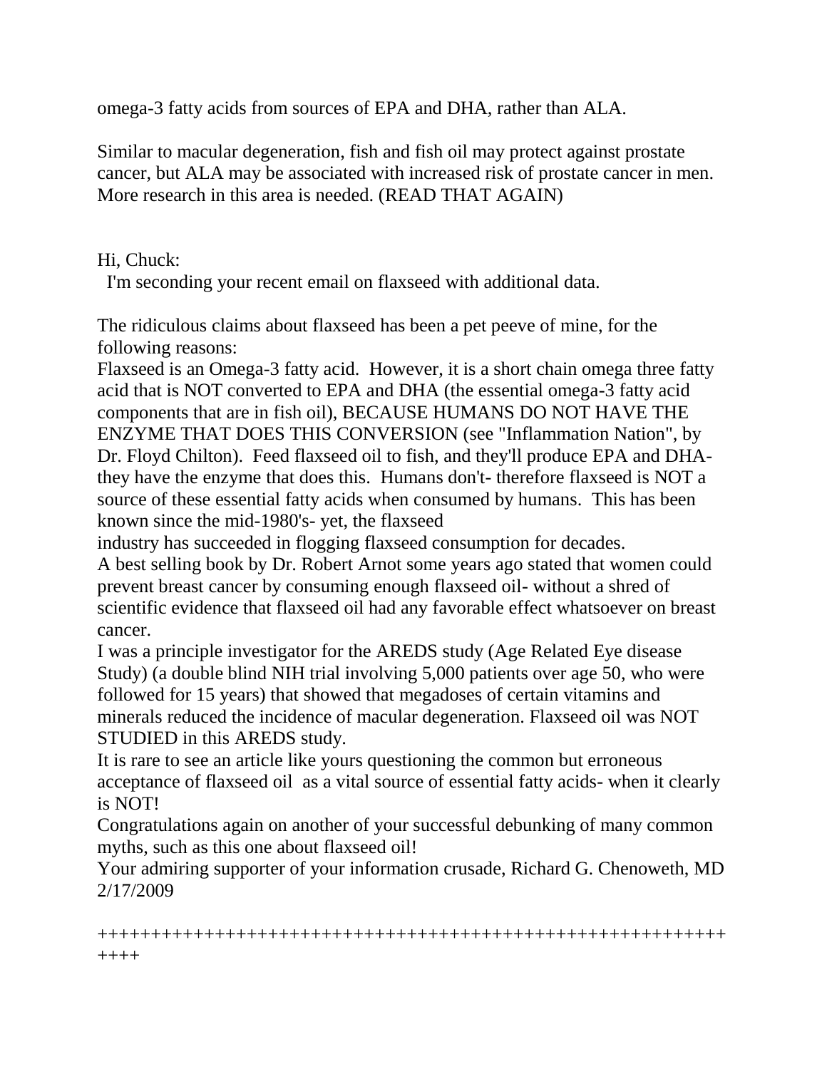omega-3 fatty acids from sources of EPA and DHA, rather than ALA.

Similar to macular degeneration, fish and fish oil may protect against prostate cancer, but ALA may be associated with increased risk of prostate cancer in men. More research in this area is needed. (READ THAT AGAIN)

Hi, Chuck:

I'm seconding your recent email on flaxseed with additional data.

The ridiculous claims about flaxseed has been a pet peeve of mine, for the following reasons:

Flaxseed is an Omega-3 fatty acid. However, it is a short chain omega three fatty acid that is NOT converted to EPA and DHA (the essential omega-3 fatty acid components that are in fish oil), BECAUSE HUMANS DO NOT HAVE THE ENZYME THAT DOES THIS CONVERSION (see "Inflammation Nation", by Dr. Floyd Chilton). Feed flaxseed oil to fish, and they'll produce EPA and DHA- they have the enzyme that does this. Humans don't- therefore flaxseed is NOT a source of these essential fatty acids when consumed by humans. This has been known since the mid-1980's- yet, the flaxseed industry has succeeded in flogging flaxseed consumption for decades.

A best selling book by Dr. Robert Arnot some years ago stated that women could prevent breast cancer by consuming enough flaxseed oil- without a shred of scientific evidence that flaxseed oil had any favorable effect whatsoever on breast cancer.

I was a principle investigator for the AREDS study (Age Related Eye disease Study) (a double blind NIH trial involving 5,000 patients over age 50, who were followed for 15 years) that showed that megadoses of certain vitamins and minerals reduced the incidence of macular degeneration. Flaxseed oil was NOT STUDIED in this AREDS study.

It is rare to see an article like yours questioning the common but erroneous acceptance of flaxseed oil as a vital source of essential fatty acids- when it clearly is NOT!

Congratulations again on another of your successful debunking of many common myths, such as this one about flaxseed oil!

Your admiring supporter of your information crusade, Richard G. Chenoweth, MD 2/17/2009

++++++++++++++++++++++++++++++++++++++++++++++++++++++++++++++++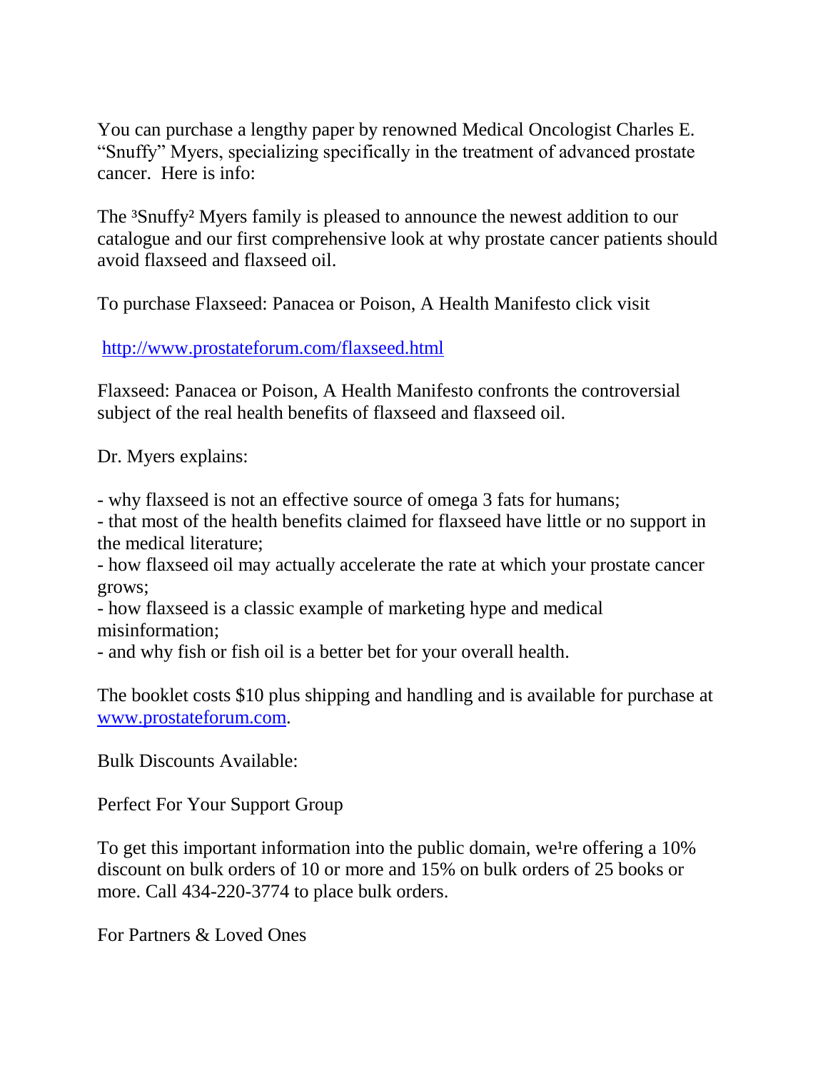You can purchase a lengthy paper by renowned Medical Oncologist Charles E. "Snuffy" Myers, specializing specifically in the treatment of advanced prostate cancer. Here is info:

The ³Snuffy² Myers family is pleased to announce the newest addition to our catalogue and our first comprehensive look at why prostate cancer patients should avoid flaxseed and flaxseed oil.

To purchase Flaxseed: Panacea or Poison, A Health Manifesto click visit

http://www.prostateforum.com/flaxseed.html

Flaxseed: Panacea or Poison, A Health Manifesto confronts the controversial subject of the real health benefits of flaxseed and flaxseed oil.

Dr. Myers explains:

- why flaxseed is not an effective source of omega 3 fats for humans;
- that most of the health benefits claimed for flaxseed have little or no support in the medical literature;
- how flaxseed oil may actually accelerate the rate at which your prostate cancer grows;
- how flaxseed is a classic example of marketing hype and medical misinformation;
- and why fish or fish oil is a better bet for your overall health.

The booklet costs $10 plus shipping and handling and is available for purchase at www.prostateforum.com.

Bulk Discounts Available:

Perfect For Your Support Group

To get this important information into the public domain, we¹re offering a 10% discount on bulk orders of 10 or more and 15% on bulk orders of 25 books or more. Call 434-220-3774 to place bulk orders.

For Partners & Loved Ones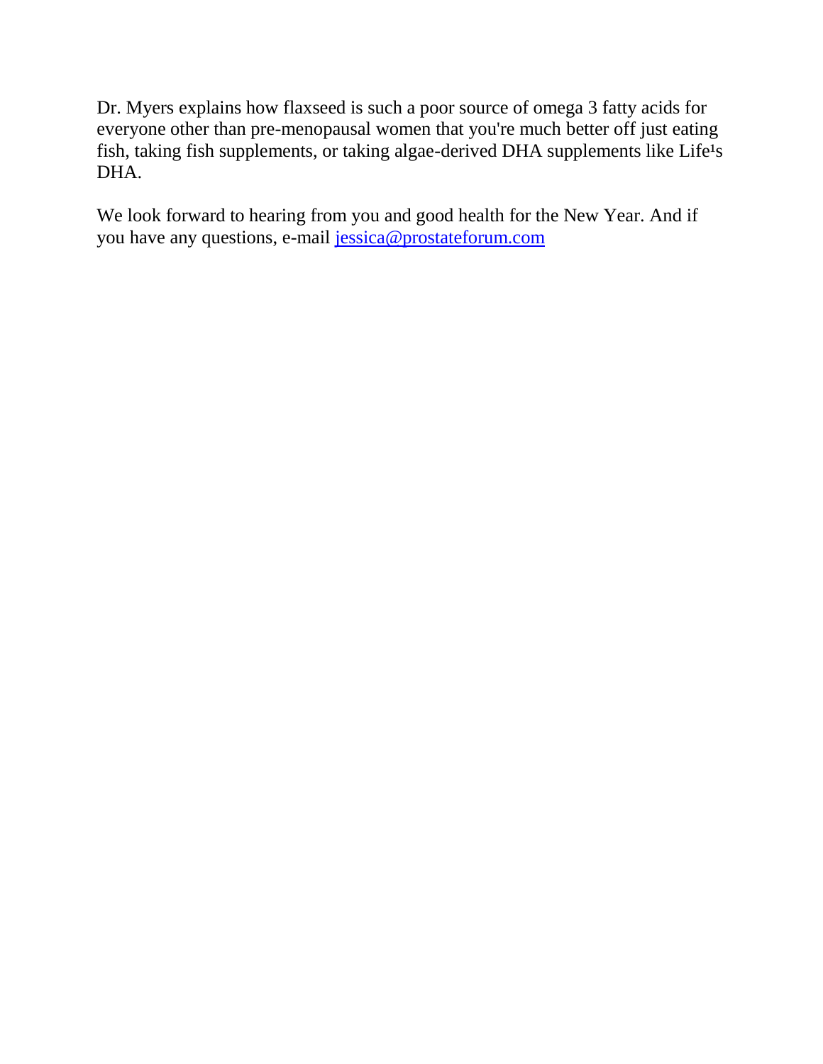Dr. Myers explains how flaxseed is such a poor source of omega 3 fatty acids for everyone other than pre-menopausal women that you're much better off just eating fish, taking fish supplements, or taking algae-derived DHA supplements like Life¹s DHA.

We look forward to hearing from you and good health for the New Year. And if you have any questions, e-mail [jessica@prostateforum.com](mailto:jessica@prostateforum.com)